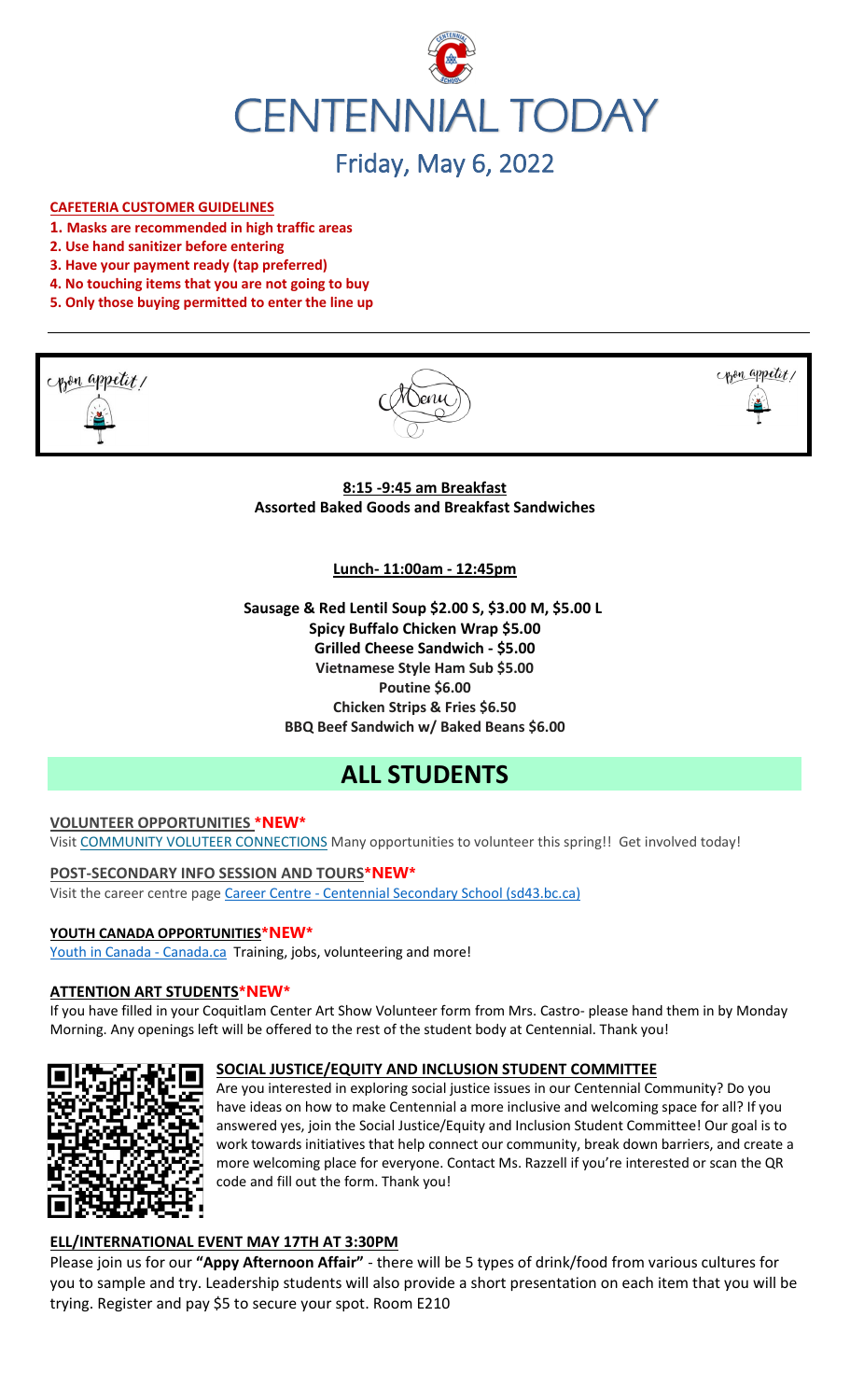# CENTENNIAL TODAY

## Friday, May 6, 2022

**CAFETERIA CUSTOMER GUIDELINES**

1. **Masks are recommended in high traffic areas**
2. **Use hand sanitizer before entering**
3. **Have your payment ready (tap preferred)**
4. **No touching items that you are not going to buy**
5. **Only those buying permitted to enter the line up**

Bon appetit! Menu Bon appetit!

**8:15 -9:45 am Breakfast**
**Assorted Baked Goods and Breakfast Sandwiches**

**Lunch- 11:00am - 12:45pm**

**Sausage & Red Lentil Soup $2.00 S, $3.00 M, $5.00 L**
**Spicy Buffalo Chicken Wrap $5.00**
**Grilled Cheese Sandwich - $5.00**
**Vietnamese Style Ham Sub $5.00**
**Poutine $6.00**
**Chicken Strips & Fries $6.50**
**BBQ Beef Sandwich w/ Baked Beans $6.00**

# ALL STUDENTS

**VOLUNTEER OPPORTUNITIES *NEW***

Visit COMMUNITY VOLUTEER CONNECTIONS Many opportunities to volunteer this spring!! Get involved today!

**POST-SECONDARY INFO SESSION AND TOURS*NEW***

Visit the career centre page Career Centre - Centennial Secondary School (sd43.bc.ca)

**YOUTH CANADA OPPORTUNITIES*NEW***

Youth in Canada - Canada.ca Training, jobs, volunteering and more!

**ATTENTION ART STUDENTS*NEW***

If you have filled in your Coquitlam Center Art Show Volunteer form from Mrs. Castro- please hand them in by Monday Morning. Any openings left will be offered to the rest of the student body at Centennial. Thank you!

**SOCIAL JUSTICE/EQUITY AND INCLUSION STUDENT COMMITTEE**

Are you interested in exploring social justice issues in our Centennial Community? Do you have ideas on how to make Centennial a more inclusive and welcoming space for all? If you answered yes, join the Social Justice/Equity and Inclusion Student Committee! Our goal is to work towards initiatives that help connect our community, break down barriers, and create a more welcoming place for everyone. Contact Ms. Razzell if you're interested or scan the QR code and fill out the form. Thank you!

**ELL/INTERNATIONAL EVENT MAY 17TH AT 3:30PM**

Please join us for our **"Appy Afternoon Affair"** - there will be 5 types of drink/food from various cultures for you to sample and try. Leadership students will also provide a short presentation on each item that you will be trying. Register and pay $5 to secure your spot. Room E210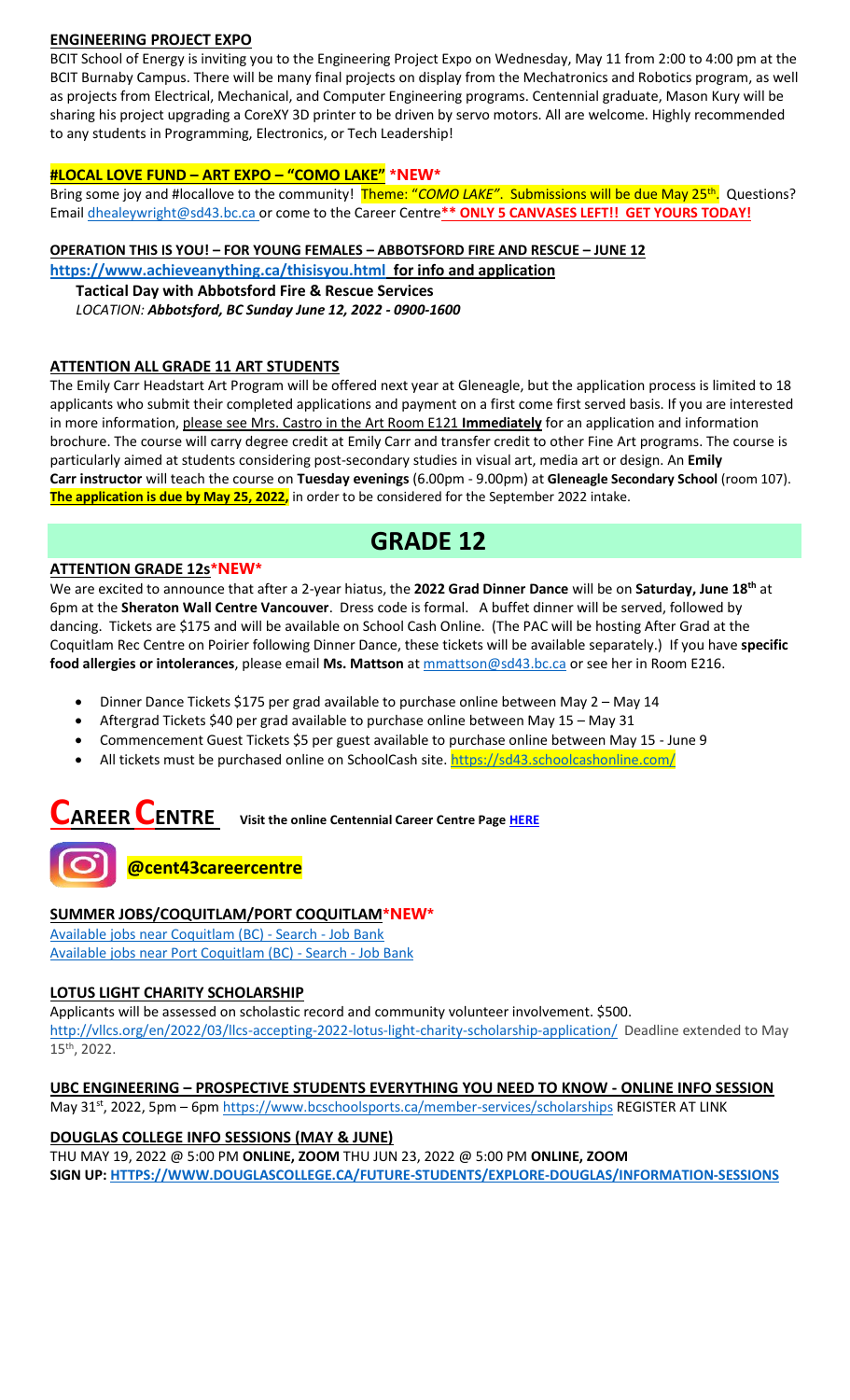### ENGINEERING PROJECT EXPO

BCIT School of Energy is inviting you to the Engineering Project Expo on Wednesday, May 11 from 2:00 to 4:00 pm at the BCIT Burnaby Campus. There will be many final projects on display from the Mechatronics and Robotics program, as well as projects from Electrical, Mechanical, and Computer Engineering programs. Centennial graduate, Mason Kury will be sharing his project upgrading a CoreXY 3D printer to be driven by servo motors. All are welcome. Highly recommended to any students in Programming, Electronics, or Tech Leadership!

### #LOCAL LOVE FUND – ART EXPO – "COMO LAKE" *NEW*

Bring some joy and #locallove to the community! Theme: "*COMO LAKE*". Submissions will be due May 25th. Questions? Email dhealeywright@sd43.bc.ca or come to the Career Centre**** ONLY 5 CANVASES LEFT!! GET YOURS TODAY!**

### OPERATION THIS IS YOU! – FOR YOUNG FEMALES – ABBOTSFORD FIRE AND RESCUE – JUNE 12

**https://www.achieveanything.ca/thisisyou.html for info and application**

**Tactical Day with Abbotsford Fire & Rescue Services**
*LOCATION:* ***Abbotsford, BC Sunday June 12, 2022 - 0900-1600***

### ATTENTION ALL GRADE 11 ART STUDENTS

The Emily Carr Headstart Art Program will be offered next year at Gleneagle, but the application process is limited to 18 applicants who submit their completed applications and payment on a first come first served basis. If you are interested in more information, please see Mrs. Castro in the Art Room E121 **Immediately** for an application and information brochure. The course will carry degree credit at Emily Carr and transfer credit to other Fine Art programs. The course is particularly aimed at students considering post-secondary studies in visual art, media art or design. An **Emily Carr instructor** will teach the course on **Tuesday evenings** (6.00pm - 9.00pm) at **Gleneagle Secondary School** (room 107). **The application is due by May 25, 2022,** in order to be considered for the September 2022 intake.

# GRADE 12

### ATTENTION GRADE 12s*NEW*

We are excited to announce that after a 2-year hiatus, the **2022 Grad Dinner Dance** will be on **Saturday, June 18th** at 6pm at the **Sheraton Wall Centre Vancouver**. Dress code is formal. A buffet dinner will be served, followed by dancing. Tickets are $175 and will be available on School Cash Online. (The PAC will be hosting After Grad at the Coquitlam Rec Centre on Poirier following Dinner Dance, these tickets will be available separately.) If you have **specific food allergies or intolerances**, please email **Ms. Mattson** at mmattson@sd43.bc.ca or see her in Room E216.

- Dinner Dance Tickets $175 per grad available to purchase online between May 2 – May 14
- Aftergrad Tickets $40 per grad available to purchase online between May 15 – May 31
- Commencement Guest Tickets $5 per guest available to purchase online between May 15 - June 9
- All tickets must be purchased online on SchoolCash site. https://sd43.schoolcashonline.com/

# CAREER CENTRE

**Visit the online Centennial Career Centre Page HERE**

**@cent43careercentre**

### SUMMER JOBS/COQUITLAM/PORT COQUITLAM*NEW*

Available jobs near Coquitlam (BC) - Search - Job Bank
Available jobs near Port Coquitlam (BC) - Search - Job Bank

### LOTUS LIGHT CHARITY SCHOLARSHIP

Applicants will be assessed on scholastic record and community volunteer involvement. $500.
http://vllcs.org/en/2022/03/llcs-accepting-2022-lotus-light-charity-scholarship-application/ Deadline extended to May 15th, 2022.

### UBC ENGINEERING – PROSPECTIVE STUDENTS EVERYTHING YOU NEED TO KNOW - ONLINE INFO SESSION

May 31st, 2022, 5pm – 6pm https://www.bcschoolsports.ca/member-services/scholarships REGISTER AT LINK

### DOUGLAS COLLEGE INFO SESSIONS (MAY & JUNE)

THU MAY 19, 2022 @ 5:00 PM **ONLINE, ZOOM** THU JUN 23, 2022 @ 5:00 PM **ONLINE, ZOOM**
**SIGN UP: HTTPS://WWW.DOUGLASCOLLEGE.CA/FUTURE-STUDENTS/EXPLORE-DOUGLAS/INFORMATION-SESSIONS**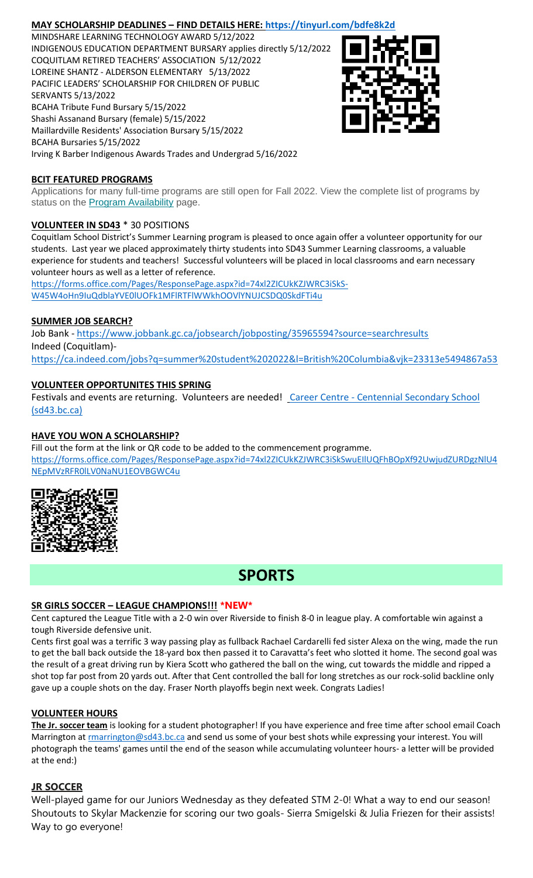**MAY SCHOLARSHIP DEADLINES – FIND DETAILS HERE: https://tinyurl.com/bdfe8k2d**

MINDSHARE LEARNING TECHNOLOGY AWARD 5/12/2022
INDIGENOUS EDUCATION DEPARTMENT BURSARY applies directly 5/12/2022
COQUITLAM RETIRED TEACHERS' ASSOCIATION 5/12/2022
LOREINE SHANTZ - ALDERSON ELEMENTARY 5/13/2022
PACIFIC LEADERS' SCHOLARSHIP FOR CHILDREN OF PUBLIC SERVANTS 5/13/2022
BCAHA Tribute Fund Bursary 5/15/2022
Shashi Assanand Bursary (female) 5/15/2022
Maillardville Residents' Association Bursary 5/15/2022
BCAHA Bursaries 5/15/2022
Irving K Barber Indigenous Awards Trades and Undergrad 5/16/2022

**BCIT FEATURED PROGRAMS**

Applications for many full-time programs are still open for Fall 2022. View the complete list of programs by status on the Program Availability page.

**VOLUNTEER IN SD43** * 30 POSITIONS

Coquitlam School District's Summer Learning program is pleased to once again offer a volunteer opportunity for our students. Last year we placed approximately thirty students into SD43 Summer Learning classrooms, a valuable experience for students and teachers! Successful volunteers will be placed in local classrooms and earn necessary volunteer hours as well as a letter of reference.

https://forms.office.com/Pages/ResponsePage.aspx?id=74xl2ZICUkKZJWRC3iSkS-W45W4oHn9IuQdblaYVE0lUOFk1MFlRTFlWWkhOOVlYNUJCSDQ0SkdFTi4u

**SUMMER JOB SEARCH?**

Job Bank - https://www.jobbank.gc.ca/jobsearch/jobposting/35965594?source=searchresults
Indeed (Coquitlam)-
https://ca.indeed.com/jobs?q=summer%20student%202022&l=British%20Columbia&vjk=23313e5494867a53

**VOLUNTEER OPPORTUNITES THIS SPRING**

Festivals and events are returning. Volunteers are needed! Career Centre - Centennial Secondary School (sd43.bc.ca)

**HAVE YOU WON A SCHOLARSHIP?**

Fill out the form at the link or QR code to be added to the commencement programme.
https://forms.office.com/Pages/ResponsePage.aspx?id=74xl2ZICUkKZJWRC3iSkSwuEIlUQFhBOpXf92UwjudZURDgzNlU4NEpMVzRFR0lLV0NaNU1EOVBGWC4u

# SPORTS

**SR GIRLS SOCCER – LEAGUE CHAMPIONS!!! *NEW***

Cent captured the League Title with a 2-0 win over Riverside to finish 8-0 in league play. A comfortable win against a tough Riverside defensive unit.

Cents first goal was a terrific 3 way passing play as fullback Rachael Cardarelli fed sister Alexa on the wing, made the run to get the ball back outside the 18-yard box then passed it to Caravatta's feet who slotted it home. The second goal was the result of a great driving run by Kiera Scott who gathered the ball on the wing, cut towards the middle and ripped a shot top far post from 20 yards out. After that Cent controlled the ball for long stretches as our rock-solid backline only gave up a couple shots on the day. Fraser North playoffs begin next week. Congrats Ladies!

**VOLUNTEER HOURS**

**The Jr. soccer team** is looking for a student photographer! If you have experience and free time after school email Coach Marrington at rmarrington@sd43.bc.ca and send us some of your best shots while expressing your interest. You will photograph the teams' games until the end of the season while accumulating volunteer hours- a letter will be provided at the end:)

**JR SOCCER**

Well-played game for our Juniors Wednesday as they defeated STM 2-0! What a way to end our season! Shoutouts to Skylar Mackenzie for scoring our two goals- Sierra Smigelski & Julia Friezen for their assists! Way to go everyone!